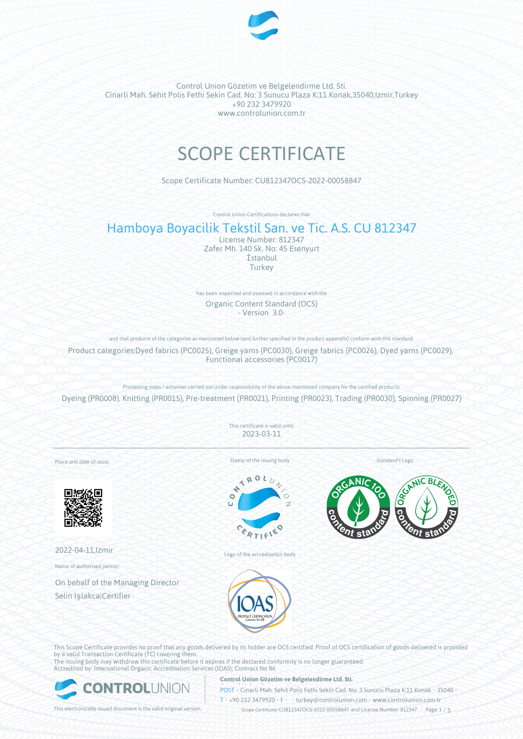Control Union Gözetim ve Belgelendirme Ltd. Sti.
Cinarli Mah. Sehit Polis Fethi Sekin Cad. No: 3 Sunucu Plaza K:11 Konak,35040,Izmir,Turkey
+90 232 3479920
www.controlunion.com.tr

# SCOPE CERTIFICATE

Scope Certificate Number: CU812347OCS-2022-00058847

Control Union Certifications declares that

## Hamboya Boyacilik Tekstil San. ve Tic. A.S. CU 812347

License Number: 812347
Zafer Mh. 140 Sk. No: 45 Esenyurt
İstanbul
Turkey

has been inspected and assessed in accordance with the

Organic Content Standard (OCS)
- Version 3.0-

and that products of the categories as mentioned below (and further specified in the product appendix) conform with this standard.

Product categories:Dyed fabrics (PC0025), Greige yarns (PC0030), Greige fabrics (PC0026), Dyed yarns (PC0029), Functional accessories (PC0017)

Processing steps / activities carried out under responsibility of the above mentioned company for the certified products:

Dyeing (PR0008), Knitting (PR0015), Pre-treatment (PR0021), Printing (PR0023), Trading (PR0030), Spinning (PR0027)

This certificate is valid until:
2023-03-11

Place and date of issue:

2022-04-11,Izmir

Name of authorised person:

On behalf of the Managing Director
Selin Işlakca|Certifier

Stamp of the issuing body

Logo of the accreditation body

Standard's Logo

This Scope Certificate provides no proof that any goods delivered by its holder are OCS certified. Proof of OCS certification of goods delivered is provided by a valid Transaction Certificate (TC) covering them.
The issuing body may withdraw this certificate before it expires if the declared conformity is no longer guaranteed.
Accredited by: International Organic Accreditation Services (IOAS); Contract No 86

This electronically issued document is the valid original version.

**Control Union Gözetim ve Belgelendirme Ltd. Sti.**
POST • Cinarli Mah. Sehit Polis Fethi Sekin Cad. No: 3 Sunucu Plaza K:11 Konak • 35040 •
T • +90 232 3479920 • F • • turkey@controlunion.com • www.controlunion.com.tr
Scope Certificate CU812347OCS-2022-00058847 and License Number 812347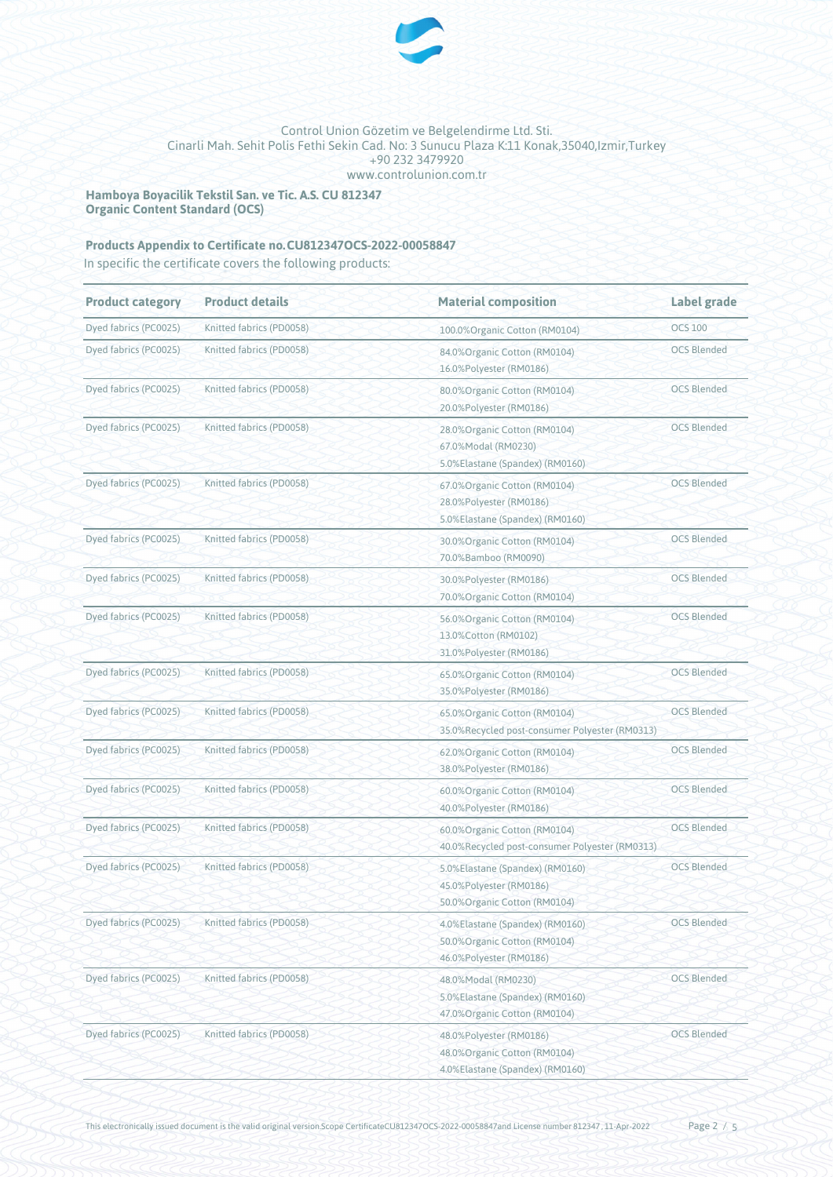Control Union Gözetim ve Belgelendirme Ltd. Sti.
Cinarli Mah. Sehit Polis Fethi Sekin Cad. No: 3 Sunucu Plaza K:11 Konak,35040,Izmir,Turkey
+90 232 3479920
www.controlunion.com.tr

**Hamboya Boyacilik Tekstil San. ve Tic. A.S. CU 812347**
**Organic Content Standard (OCS)**

**Products Appendix to Certificate no.CU812347OCS-2022-00058847**

In specific the certificate covers the following products:

| Product category | Product details | Material composition | Label grade |
|---|---|---|---|
| Dyed fabrics (PC0025) | Knitted fabrics (PD0058) | 100.0%Organic Cotton (RM0104) | OCS 100 |
| Dyed fabrics (PC0025) | Knitted fabrics (PD0058) | 84.0%Organic Cotton (RM0104)<br>16.0%Polyester (RM0186) | OCS Blended |
| Dyed fabrics (PC0025) | Knitted fabrics (PD0058) | 80.0%Organic Cotton (RM0104)<br>20.0%Polyester (RM0186) | OCS Blended |
| Dyed fabrics (PC0025) | Knitted fabrics (PD0058) | 28.0%Organic Cotton (RM0104)<br>67.0%Modal (RM0230)<br>5.0%Elastane (Spandex) (RM0160) | OCS Blended |
| Dyed fabrics (PC0025) | Knitted fabrics (PD0058) | 67.0%Organic Cotton (RM0104)<br>28.0%Polyester (RM0186)<br>5.0%Elastane (Spandex) (RM0160) | OCS Blended |
| Dyed fabrics (PC0025) | Knitted fabrics (PD0058) | 30.0%Organic Cotton (RM0104)<br>70.0%Bamboo (RM0090) | OCS Blended |
| Dyed fabrics (PC0025) | Knitted fabrics (PD0058) | 30.0%Polyester (RM0186)<br>70.0%Organic Cotton (RM0104) | OCS Blended |
| Dyed fabrics (PC0025) | Knitted fabrics (PD0058) | 56.0%Organic Cotton (RM0104)<br>13.0%Cotton (RM0102)<br>31.0%Polyester (RM0186) | OCS Blended |
| Dyed fabrics (PC0025) | Knitted fabrics (PD0058) | 65.0%Organic Cotton (RM0104)<br>35.0%Polyester (RM0186) | OCS Blended |
| Dyed fabrics (PC0025) | Knitted fabrics (PD0058) | 65.0%Organic Cotton (RM0104)<br>35.0%Recycled post-consumer Polyester (RM0313) | OCS Blended |
| Dyed fabrics (PC0025) | Knitted fabrics (PD0058) | 62.0%Organic Cotton (RM0104)<br>38.0%Polyester (RM0186) | OCS Blended |
| Dyed fabrics (PC0025) | Knitted fabrics (PD0058) | 60.0%Organic Cotton (RM0104)<br>40.0%Polyester (RM0186) | OCS Blended |
| Dyed fabrics (PC0025) | Knitted fabrics (PD0058) | 60.0%Organic Cotton (RM0104)<br>40.0%Recycled post-consumer Polyester (RM0313) | OCS Blended |
| Dyed fabrics (PC0025) | Knitted fabrics (PD0058) | 5.0%Elastane (Spandex) (RM0160)<br>45.0%Polyester (RM0186)<br>50.0%Organic Cotton (RM0104) | OCS Blended |
| Dyed fabrics (PC0025) | Knitted fabrics (PD0058) | 4.0%Elastane (Spandex) (RM0160)<br>50.0%Organic Cotton (RM0104)<br>46.0%Polyester (RM0186) | OCS Blended |
| Dyed fabrics (PC0025) | Knitted fabrics (PD0058) | 48.0%Modal (RM0230)<br>5.0%Elastane (Spandex) (RM0160)<br>47.0%Organic Cotton (RM0104) | OCS Blended |
| Dyed fabrics (PC0025) | Knitted fabrics (PD0058) | 48.0%Polyester (RM0186)<br>48.0%Organic Cotton (RM0104)<br>4.0%Elastane (Spandex) (RM0160) | OCS Blended |

This electronically issued document is the valid original version.Scope CertificateCU812347OCS-2022-00058847and License number 812347 , 11-Apr-2022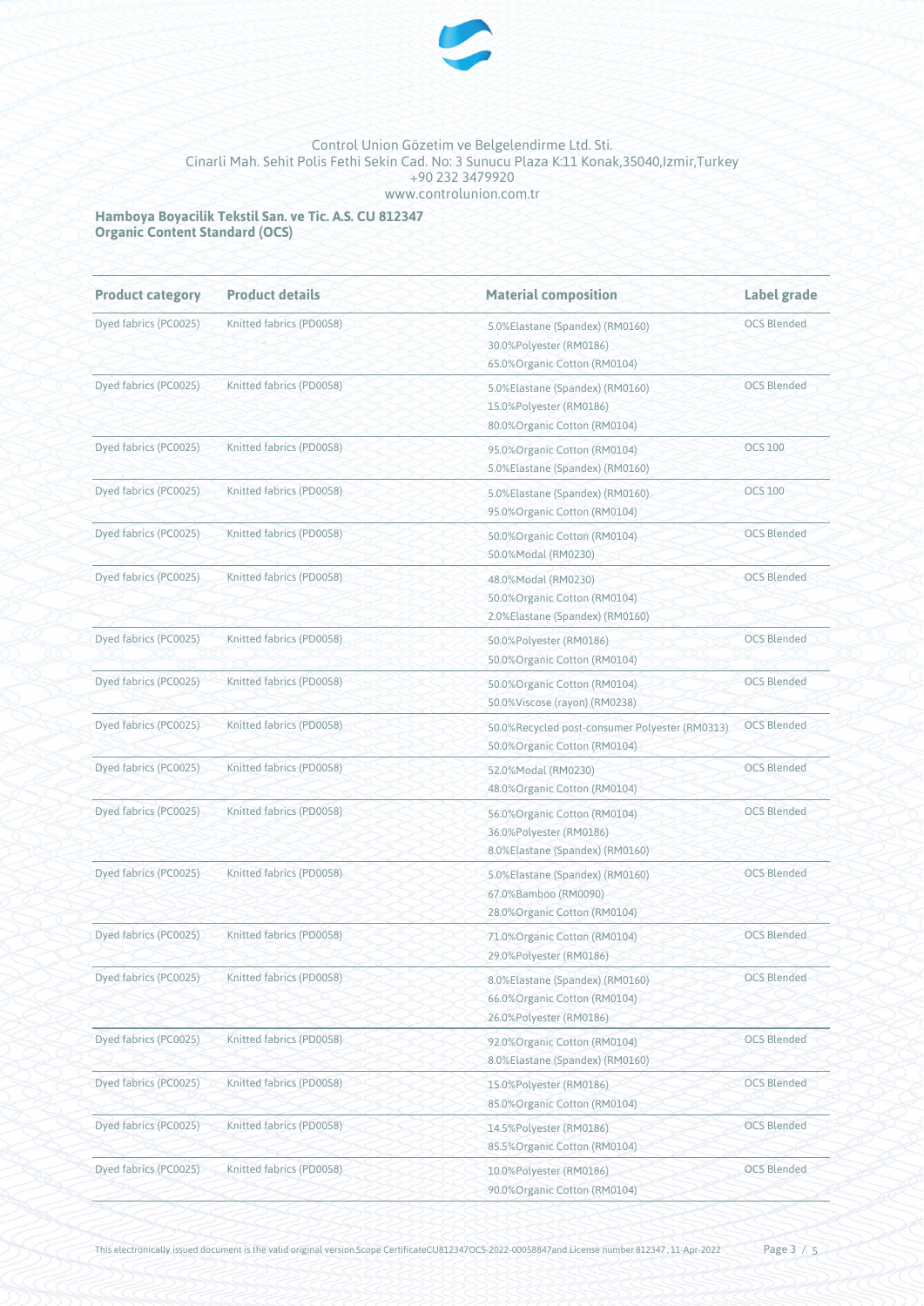Control Union Gözetim ve Belgelendirme Ltd. Sti.
Cinarli Mah. Sehit Polis Fethi Sekin Cad. No: 3 Sunucu Plaza K:11 Konak,35040,Izmir,Turkey
+90 232 3479920
www.controlunion.com.tr

**Hamboya Boyacilik Tekstil San. ve Tic. A.S. CU 812347**
**Organic Content Standard (OCS)**

| Product category | Product details | Material composition | Label grade |
|---|---|---|---|
| Dyed fabrics (PC0025) | Knitted fabrics (PD0058) | 5.0%Elastane (Spandex) (RM0160)<br>30.0%Polyester (RM0186)<br>65.0%Organic Cotton (RM0104) | OCS Blended |
| Dyed fabrics (PC0025) | Knitted fabrics (PD0058) | 5.0%Elastane (Spandex) (RM0160)<br>15.0%Polyester (RM0186)<br>80.0%Organic Cotton (RM0104) | OCS Blended |
| Dyed fabrics (PC0025) | Knitted fabrics (PD0058) | 95.0%Organic Cotton (RM0104)<br>5.0%Elastane (Spandex) (RM0160) | OCS 100 |
| Dyed fabrics (PC0025) | Knitted fabrics (PD0058) | 5.0%Elastane (Spandex) (RM0160)<br>95.0%Organic Cotton (RM0104) | OCS 100 |
| Dyed fabrics (PC0025) | Knitted fabrics (PD0058) | 50.0%Organic Cotton (RM0104)<br>50.0%Modal (RM0230) | OCS Blended |
| Dyed fabrics (PC0025) | Knitted fabrics (PD0058) | 48.0%Modal (RM0230)<br>50.0%Organic Cotton (RM0104)<br>2.0%Elastane (Spandex) (RM0160) | OCS Blended |
| Dyed fabrics (PC0025) | Knitted fabrics (PD0058) | 50.0%Polyester (RM0186)<br>50.0%Organic Cotton (RM0104) | OCS Blended |
| Dyed fabrics (PC0025) | Knitted fabrics (PD0058) | 50.0%Organic Cotton (RM0104)<br>50.0%Viscose (rayon) (RM0238) | OCS Blended |
| Dyed fabrics (PC0025) | Knitted fabrics (PD0058) | 50.0%Recycled post-consumer Polyester (RM0313)<br>50.0%Organic Cotton (RM0104) | OCS Blended |
| Dyed fabrics (PC0025) | Knitted fabrics (PD0058) | 52.0%Modal (RM0230)<br>48.0%Organic Cotton (RM0104) | OCS Blended |
| Dyed fabrics (PC0025) | Knitted fabrics (PD0058) | 56.0%Organic Cotton (RM0104)<br>36.0%Polyester (RM0186)<br>8.0%Elastane (Spandex) (RM0160) | OCS Blended |
| Dyed fabrics (PC0025) | Knitted fabrics (PD0058) | 5.0%Elastane (Spandex) (RM0160)<br>67.0%Bamboo (RM0090)<br>28.0%Organic Cotton (RM0104) | OCS Blended |
| Dyed fabrics (PC0025) | Knitted fabrics (PD0058) | 71.0%Organic Cotton (RM0104)<br>29.0%Polyester (RM0186) | OCS Blended |
| Dyed fabrics (PC0025) | Knitted fabrics (PD0058) | 8.0%Elastane (Spandex) (RM0160)<br>66.0%Organic Cotton (RM0104)<br>26.0%Polyester (RM0186) | OCS Blended |
| Dyed fabrics (PC0025) | Knitted fabrics (PD0058) | 92.0%Organic Cotton (RM0104)<br>8.0%Elastane (Spandex) (RM0160) | OCS Blended |
| Dyed fabrics (PC0025) | Knitted fabrics (PD0058) | 15.0%Polyester (RM0186)<br>85.0%Organic Cotton (RM0104) | OCS Blended |
| Dyed fabrics (PC0025) | Knitted fabrics (PD0058) | 14.5%Polyester (RM0186)<br>85.5%Organic Cotton (RM0104) | OCS Blended |
| Dyed fabrics (PC0025) | Knitted fabrics (PD0058) | 10.0%Polyester (RM0186)<br>90.0%Organic Cotton (RM0104) | OCS Blended |

This electronically issued document is the valid original version.Scope CertificateCU812347OCS-2022-00058847and License number 812347 , 11-Apr-2022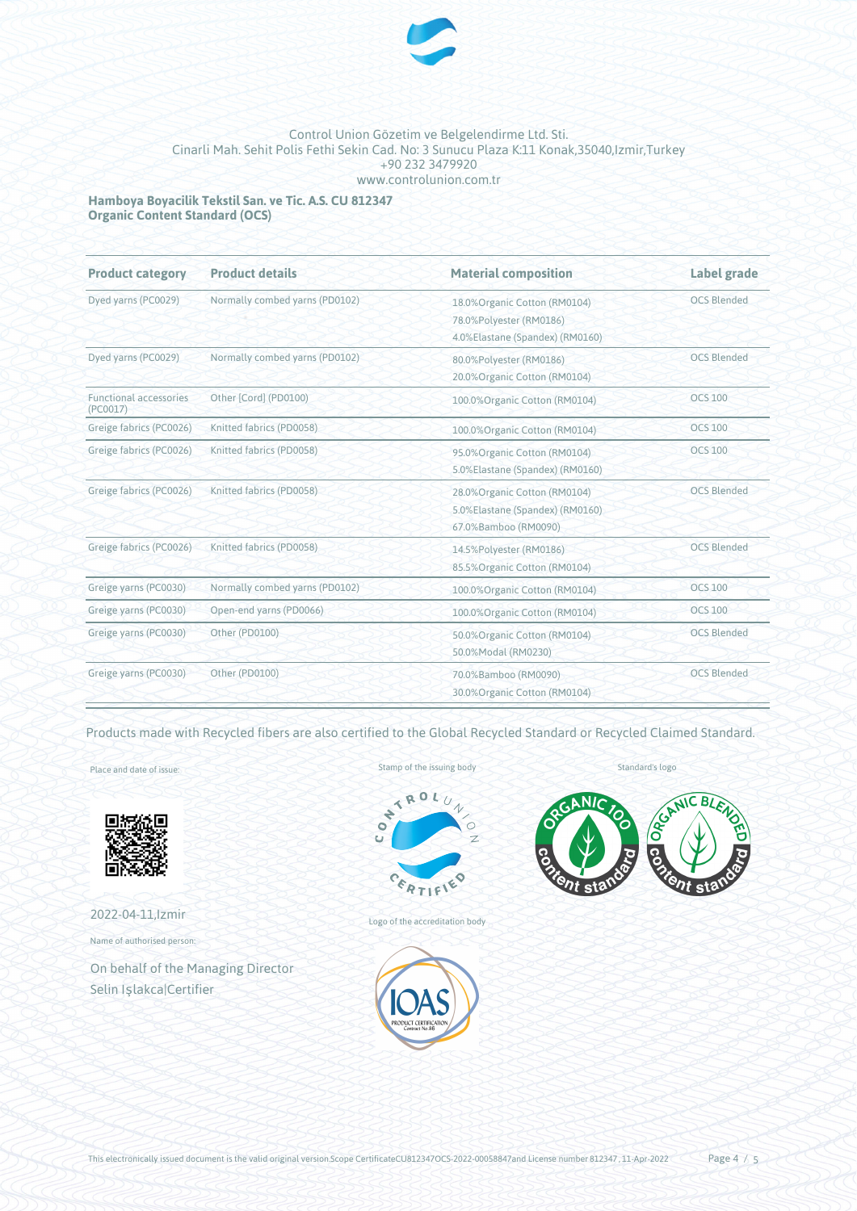Control Union Gözetim ve Belgelendirme Ltd. Sti.
Cinarli Mah. Sehit Polis Fethi Sekin Cad. No: 3 Sunucu Plaza K:11 Konak,35040,Izmir,Turkey
+90 232 3479920
www.controlunion.com.tr

**Hamboya Boyacilik Tekstil San. ve Tic. A.S. CU 812347**
**Organic Content Standard (OCS)**

| Product category | Product details | Material composition | Label grade |
|---|---|---|---|
| Dyed yarns (PC0029) | Normally combed yarns (PD0102) | 18.0%Organic Cotton (RM0104)<br>78.0%Polyester (RM0186)<br>4.0%Elastane (Spandex) (RM0160) | OCS Blended |
| Dyed yarns (PC0029) | Normally combed yarns (PD0102) | 80.0%Polyester (RM0186)<br>20.0%Organic Cotton (RM0104) | OCS Blended |
| Functional accessories (PC0017) | Other [Cord] (PD0100) | 100.0%Organic Cotton (RM0104) | OCS 100 |
| Greige fabrics (PC0026) | Knitted fabrics (PD0058) | 100.0%Organic Cotton (RM0104) | OCS 100 |
| Greige fabrics (PC0026) | Knitted fabrics (PD0058) | 95.0%Organic Cotton (RM0104)<br>5.0%Elastane (Spandex) (RM0160) | OCS 100 |
| Greige fabrics (PC0026) | Knitted fabrics (PD0058) | 28.0%Organic Cotton (RM0104)<br>5.0%Elastane (Spandex) (RM0160)<br>67.0%Bamboo (RM0090) | OCS Blended |
| Greige fabrics (PC0026) | Knitted fabrics (PD0058) | 14.5%Polyester (RM0186)<br>85.5%Organic Cotton (RM0104) | OCS Blended |
| Greige yarns (PC0030) | Normally combed yarns (PD0102) | 100.0%Organic Cotton (RM0104) | OCS 100 |
| Greige yarns (PC0030) | Open-end yarns (PD0066) | 100.0%Organic Cotton (RM0104) | OCS 100 |
| Greige yarns (PC0030) | Other (PD0100) | 50.0%Organic Cotton (RM0104)<br>50.0%Modal (RM0230) | OCS Blended |
| Greige yarns (PC0030) | Other (PD0100) | 70.0%Bamboo (RM0090)<br>30.0%Organic Cotton (RM0104) | OCS Blended |

Products made with Recycled fibers are also certified to the Global Recycled Standard or Recycled Claimed Standard.

Place and date of issue:

2022-04-11,Izmir

Name of authorised person:

On behalf of the Managing Director
Selin Işlakca|Certifier

Stamp of the issuing body

Logo of the accreditation body

Standard's logo

This electronically issued document is the valid original version.Scope CertificateCU812347OCS-2022-00058847and License number 812347 , 11-Apr-2022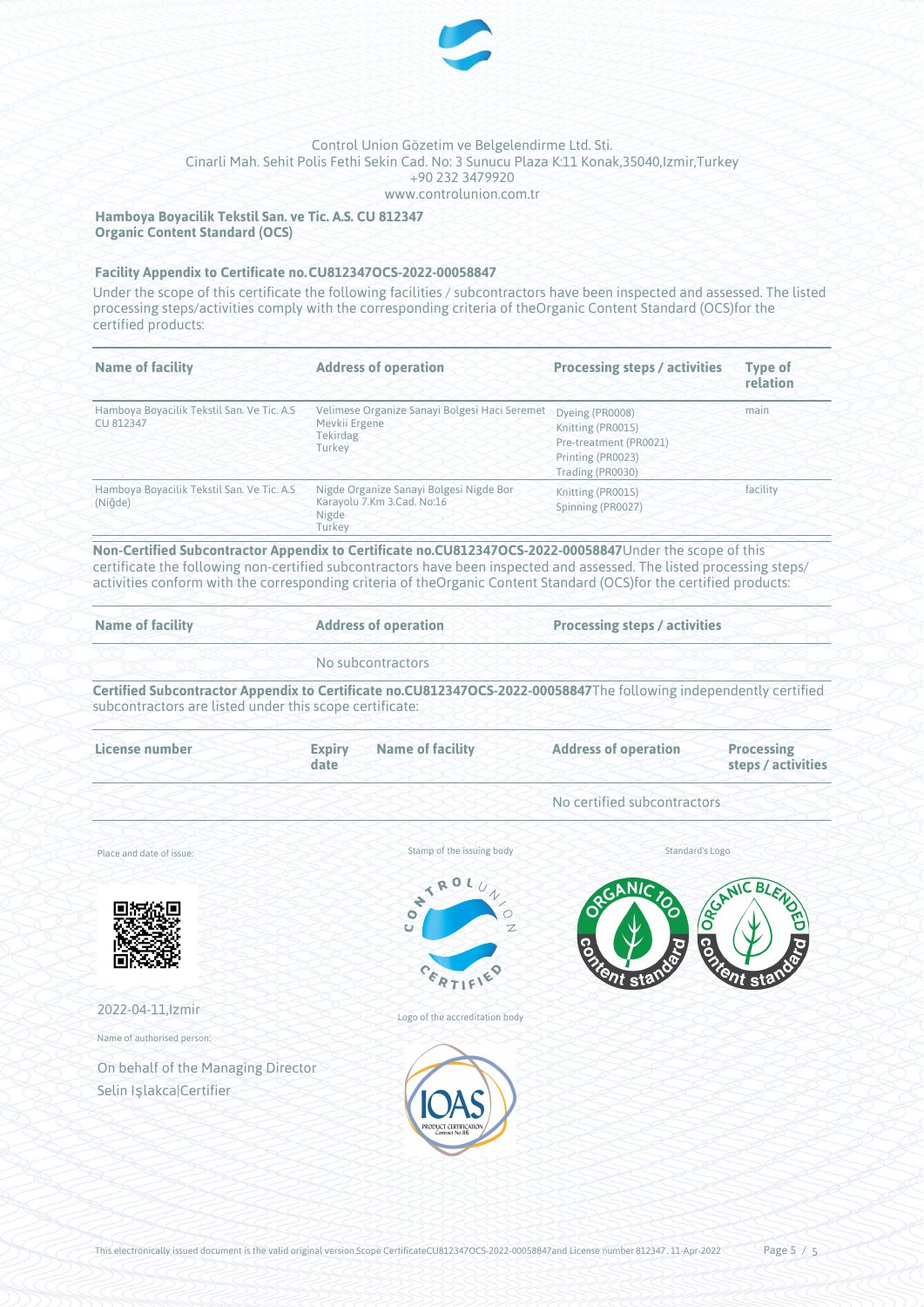Control Union Gözetim ve Belgelendirme Ltd. Sti.
Cinarli Mah. Sehit Polis Fethi Sekin Cad. No: 3 Sunucu Plaza K:11 Konak,35040,Izmir,Turkey
+90 232 3479920
www.controlunion.com.tr

**Hamboya Boyacilik Tekstil San. ve Tic. A.S. CU 812347**
**Organic Content Standard (OCS)**

### Facility Appendix to Certificate no. CU812347OCS-2022-00058847

Under the scope of this certificate the following facilities / subcontractors have been inspected and assessed. The listed processing steps/activities comply with the corresponding criteria of theOrganic Content Standard (OCS)for the certified products:

| Name of facility | Address of operation | Processing steps / activities | Type of relation |
|---|---|---|---|
| Hamboya Boyacilik Tekstil San. Ve Tic. A.S CU 812347 | Velimese Organize Sanayi Bolgesi Haci Seremet Mevkii Ergene Tekirdag Turkey | Dyeing (PR0008) Knitting (PR0015) Pre-treatment (PR0021) Printing (PR0023) Trading (PR0030) | main |
| Hamboya Boyacilik Tekstil San. Ve Tic. A.S (Niğde) | Nigde Organize Sanayi Bolgesi Nigde Bor Karayolu 7.Km 3.Cad. No:16 Nigde Turkey | Knitting (PR0015) Spinning (PR0027) | facility |

**Non-Certified Subcontractor Appendix to Certificate no.CU812347OCS-2022-00058847**Under the scope of this certificate the following non-certified subcontractors have been inspected and assessed. The listed processing steps/ activities conform with the corresponding criteria of theOrganic Content Standard (OCS)for the certified products:

| Name of facility | Address of operation | Processing steps / activities |
|---|---|---|
| | No subcontractors | |

**Certified Subcontractor Appendix to Certificate no.CU812347OCS-2022-00058847**The following independently certified subcontractors are listed under this scope certificate:

| License number | Expiry date | Name of facility | Address of operation | Processing steps / activities |
|---|---|---|---|---|
| | | | No certified subcontractors | |

Place and date of issue:

2022-04-11,Izmir

Name of authorised person:

On behalf of the Managing Director
Selin Işlakca|Certifier

Stamp of the issuing body

Logo of the accreditation body

Standard's Logo

This electronically issued document is the valid original version.Scope CertificateCU812347OCS-2022-00058847and License number 812347 , 11-Apr-2022